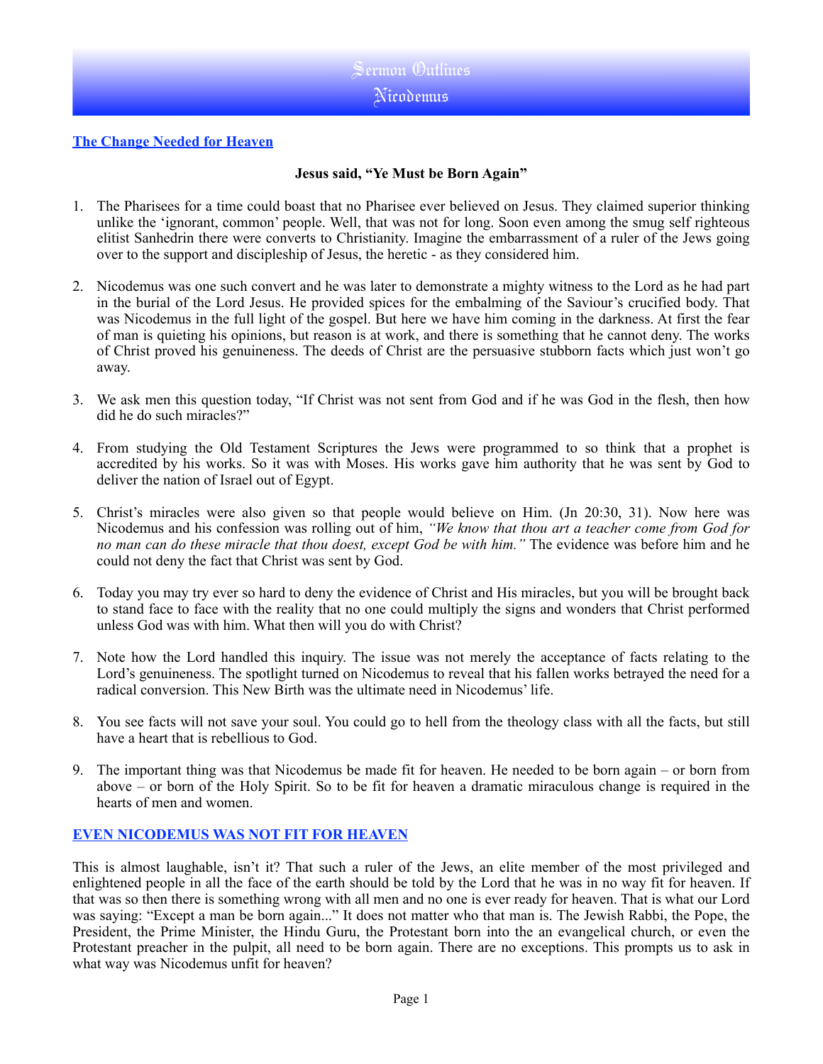# Sermon Outlines

## Nicodemus

### The Change Needed for Heaven

**Jesus said, "Ye Must be Born Again"**

1. The Pharisees for a time could boast that no Pharisee ever believed on Jesus. They claimed superior thinking unlike the 'ignorant, common' people. Well, that was not for long. Soon even among the smug self righteous elitist Sanhedrin there were converts to Christianity. Imagine the embarrassment of a ruler of the Jews going over to the support and discipleship of Jesus, the heretic - as they considered him.

2. Nicodemus was one such convert and he was later to demonstrate a mighty witness to the Lord as he had part in the burial of the Lord Jesus. He provided spices for the embalming of the Saviour's crucified body. That was Nicodemus in the full light of the gospel. But here we have him coming in the darkness. At first the fear of man is quieting his opinions, but reason is at work, and there is something that he cannot deny. The works of Christ proved his genuineness. The deeds of Christ are the persuasive stubborn facts which just won't go away.

3. We ask men this question today, "If Christ was not sent from God and if he was God in the flesh, then how did he do such miracles?"

4. From studying the Old Testament Scriptures the Jews were programmed to so think that a prophet is accredited by his works. So it was with Moses. His works gave him authority that he was sent by God to deliver the nation of Israel out of Egypt.

5. Christ's miracles were also given so that people would believe on Him. (Jn 20:30, 31). Now here was Nicodemus and his confession was rolling out of him, *"We know that thou art a teacher come from God for no man can do these miracle that thou doest, except God be with him."* The evidence was before him and he could not deny the fact that Christ was sent by God.

6. Today you may try ever so hard to deny the evidence of Christ and His miracles, but you will be brought back to stand face to face with the reality that no one could multiply the signs and wonders that Christ performed unless God was with him. What then will you do with Christ?

7. Note how the Lord handled this inquiry. The issue was not merely the acceptance of facts relating to the Lord's genuineness. The spotlight turned on Nicodemus to reveal that his fallen works betrayed the need for a radical conversion. This New Birth was the ultimate need in Nicodemus' life.

8. You see facts will not save your soul. You could go to hell from the theology class with all the facts, but still have a heart that is rebellious to God.

9. The important thing was that Nicodemus be made fit for heaven. He needed to be born again – or born from above – or born of the Holy Spirit. So to be fit for heaven a dramatic miraculous change is required in the hearts of men and women.

### EVEN NICODEMUS WAS NOT FIT FOR HEAVEN

This is almost laughable, isn't it? That such a ruler of the Jews, an elite member of the most privileged and enlightened people in all the face of the earth should be told by the Lord that he was in no way fit for heaven. If that was so then there is something wrong with all men and no one is ever ready for heaven. That is what our Lord was saying: "Except a man be born again..." It does not matter who that man is. The Jewish Rabbi, the Pope, the President, the Prime Minister, the Hindu Guru, the Protestant born into the an evangelical church, or even the Protestant preacher in the pulpit, all need to be born again. There are no exceptions. This prompts us to ask in what way was Nicodemus unfit for heaven?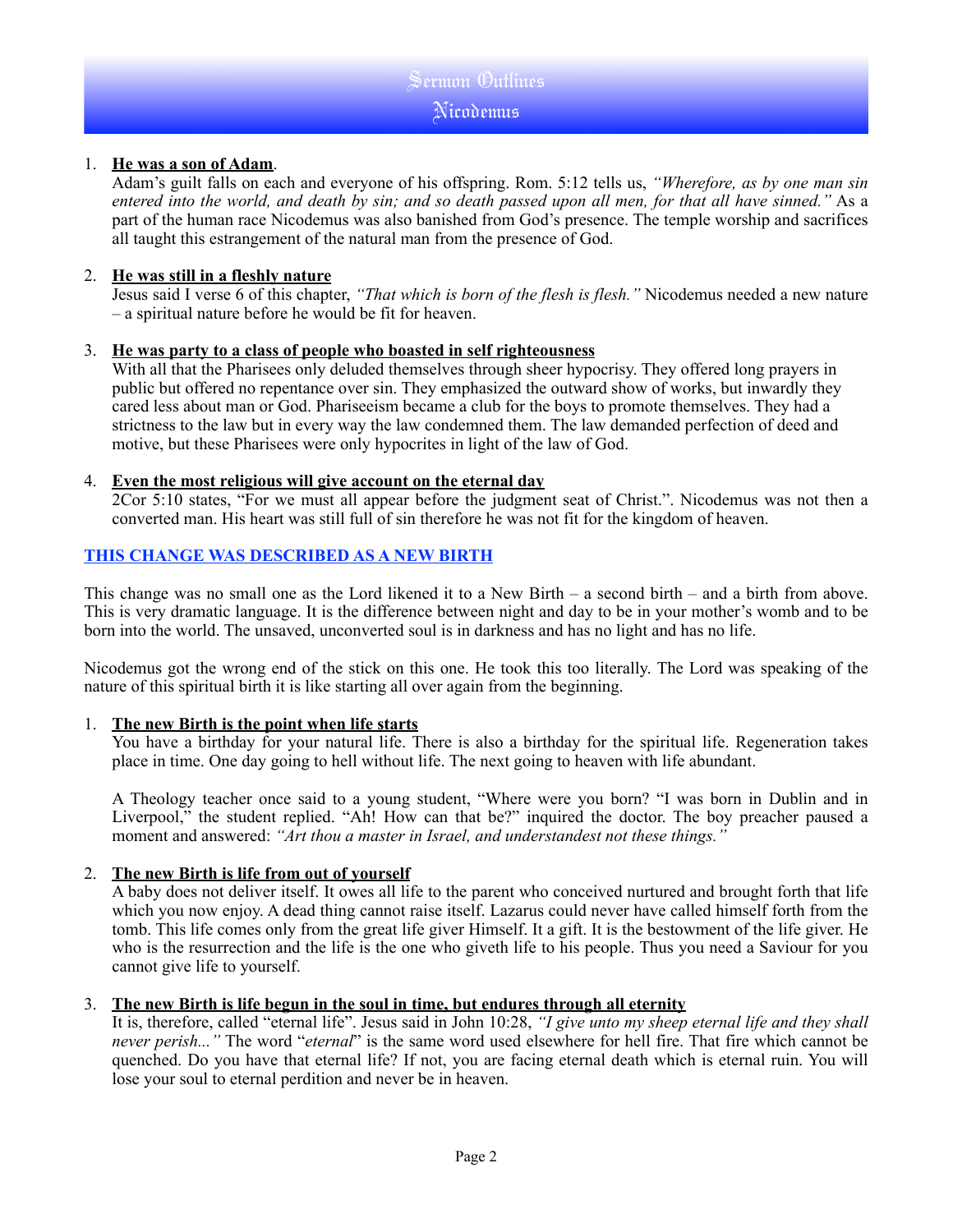1. **<u>He was a son of Adam</u>**.
   Adam's guilt falls on each and everyone of his offspring. Rom. 5:12 tells us, *"Wherefore, as by one man sin entered into the world, and death by sin; and so death passed upon all men, for that all have sinned."* As a part of the human race Nicodemus was also banished from God's presence. The temple worship and sacrifices all taught this estrangement of the natural man from the presence of God.

2. **<u>He was still in a fleshly nature</u>**
   Jesus said I verse 6 of this chapter, *"That which is born of the flesh is flesh."* Nicodemus needed a new nature – a spiritual nature before he would be fit for heaven.

3. **<u>He was party to a class of people who boasted in self righteousness</u>**
   With all that the Pharisees only deluded themselves through sheer hypocrisy. They offered long prayers in public but offered no repentance over sin. They emphasized the outward show of works, but inwardly they cared less about man or God. Phariseeism became a club for the boys to promote themselves. They had a strictness to the law but in every way the law condemned them. The law demanded perfection of deed and motive, but these Pharisees were only hypocrites in light of the law of God.

4. **<u>Even the most religious will give account on the eternal day</u>**
   2Cor 5:10 states, "For we must all appear before the judgment seat of Christ.". Nicodemus was not then a converted man. His heart was still full of sin therefore he was not fit for the kingdom of heaven.

## THIS CHANGE WAS DESCRIBED AS A NEW BIRTH

This change was no small one as the Lord likened it to a New Birth – a second birth – and a birth from above. This is very dramatic language. It is the difference between night and day to be in your mother's womb and to be born into the world. The unsaved, unconverted soul is in darkness and has no light and has no life.

Nicodemus got the wrong end of the stick on this one. He took this too literally. The Lord was speaking of the nature of this spiritual birth it is like starting all over again from the beginning.

1. **<u>The new Birth is the point when life starts</u>**
   You have a birthday for your natural life. There is also a birthday for the spiritual life. Regeneration takes place in time. One day going to hell without life. The next going to heaven with life abundant.

   A Theology teacher once said to a young student, "Where were you born? "I was born in Dublin and in Liverpool," the student replied. "Ah! How can that be?" inquired the doctor. The boy preacher paused a moment and answered: *"Art thou a master in Israel, and understandest not these things."*

2. **<u>The new Birth is life from out of yourself</u>**
   A baby does not deliver itself. It owes all life to the parent who conceived nurtured and brought forth that life which you now enjoy. A dead thing cannot raise itself. Lazarus could never have called himself forth from the tomb. This life comes only from the great life giver Himself. It a gift. It is the bestowment of the life giver. He who is the resurrection and the life is the one who giveth life to his people. Thus you need a Saviour for you cannot give life to yourself.

3. **<u>The new Birth is life begun in the soul in time, but endures through all eternity</u>**
   It is, therefore, called "eternal life". Jesus said in John 10:28, *"I give unto my sheep eternal life and they shall never perish..."* The word "*eternal*" is the same word used elsewhere for hell fire. That fire which cannot be quenched. Do you have that eternal life? If not, you are facing eternal death which is eternal ruin. You will lose your soul to eternal perdition and never be in heaven.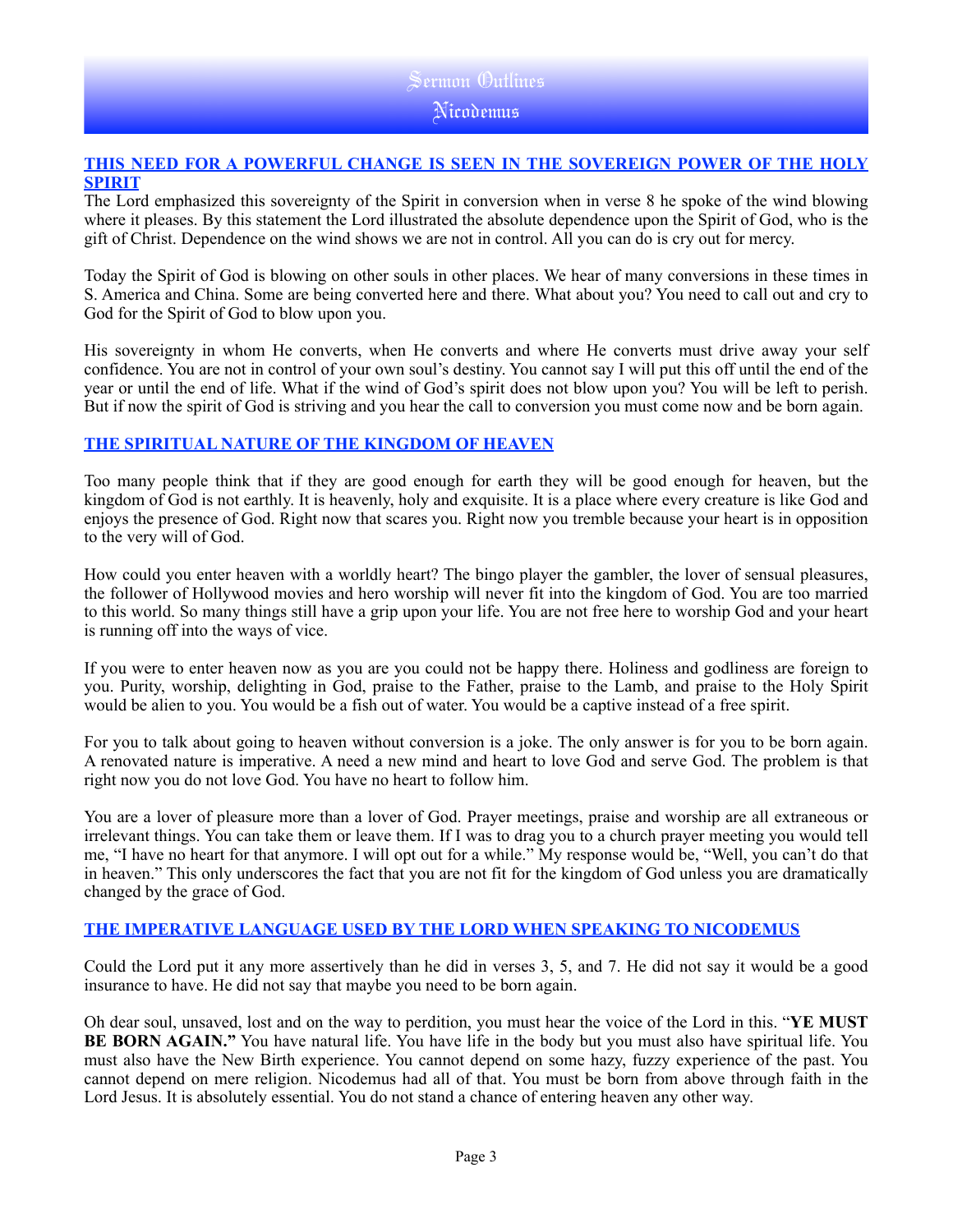## THIS NEED FOR A POWERFUL CHANGE IS SEEN IN THE SOVEREIGN POWER OF THE HOLY SPIRIT

The Lord emphasized this sovereignty of the Spirit in conversion when in verse 8 he spoke of the wind blowing where it pleases. By this statement the Lord illustrated the absolute dependence upon the Spirit of God, who is the gift of Christ. Dependence on the wind shows we are not in control. All you can do is cry out for mercy.

Today the Spirit of God is blowing on other souls in other places. We hear of many conversions in these times in S. America and China. Some are being converted here and there. What about you? You need to call out and cry to God for the Spirit of God to blow upon you.

His sovereignty in whom He converts, when He converts and where He converts must drive away your self confidence. You are not in control of your own soul's destiny. You cannot say I will put this off until the end of the year or until the end of life. What if the wind of God's spirit does not blow upon you? You will be left to perish. But if now the spirit of God is striving and you hear the call to conversion you must come now and be born again.

## THE SPIRITUAL NATURE OF THE KINGDOM OF HEAVEN

Too many people think that if they are good enough for earth they will be good enough for heaven, but the kingdom of God is not earthly. It is heavenly, holy and exquisite. It is a place where every creature is like God and enjoys the presence of God. Right now that scares you. Right now you tremble because your heart is in opposition to the very will of God.

How could you enter heaven with a worldly heart? The bingo player the gambler, the lover of sensual pleasures, the follower of Hollywood movies and hero worship will never fit into the kingdom of God. You are too married to this world. So many things still have a grip upon your life. You are not free here to worship God and your heart is running off into the ways of vice.

If you were to enter heaven now as you are you could not be happy there. Holiness and godliness are foreign to you. Purity, worship, delighting in God, praise to the Father, praise to the Lamb, and praise to the Holy Spirit would be alien to you. You would be a fish out of water. You would be a captive instead of a free spirit.

For you to talk about going to heaven without conversion is a joke. The only answer is for you to be born again. A renovated nature is imperative. A need a new mind and heart to love God and serve God. The problem is that right now you do not love God. You have no heart to follow him.

You are a lover of pleasure more than a lover of God. Prayer meetings, praise and worship are all extraneous or irrelevant things. You can take them or leave them. If I was to drag you to a church prayer meeting you would tell me, "I have no heart for that anymore. I will opt out for a while." My response would be, "Well, you can't do that in heaven." This only underscores the fact that you are not fit for the kingdom of God unless you are dramatically changed by the grace of God.

## THE IMPERATIVE LANGUAGE USED BY THE LORD WHEN SPEAKING TO NICODEMUS

Could the Lord put it any more assertively than he did in verses 3, 5, and 7. He did not say it would be a good insurance to have. He did not say that maybe you need to be born again.

Oh dear soul, unsaved, lost and on the way to perdition, you must hear the voice of the Lord in this. "**YE MUST BE BORN AGAIN.**" You have natural life. You have life in the body but you must also have spiritual life. You must also have the New Birth experience. You cannot depend on some hazy, fuzzy experience of the past. You cannot depend on mere religion. Nicodemus had all of that. You must be born from above through faith in the Lord Jesus. It is absolutely essential. You do not stand a chance of entering heaven any other way.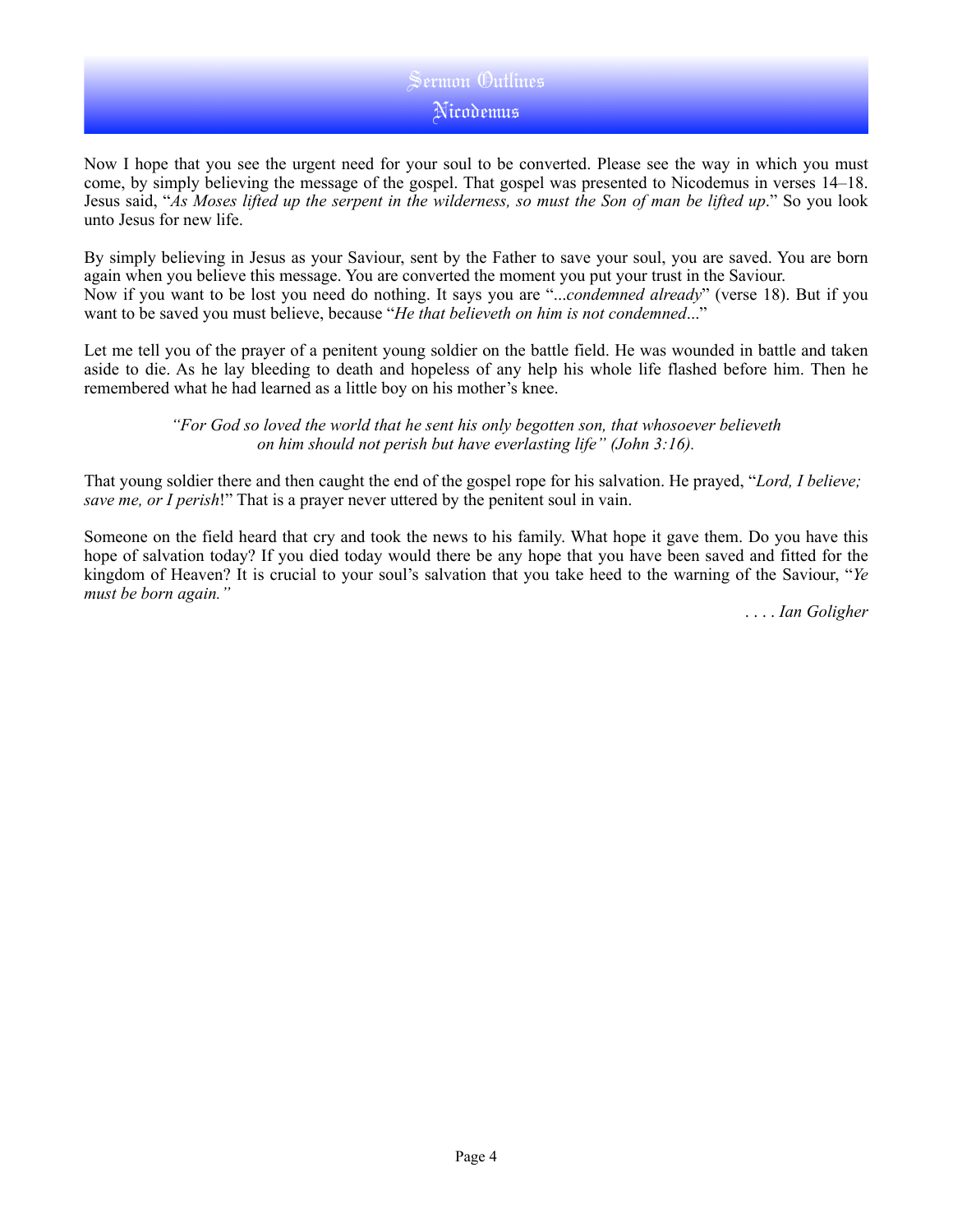Now I hope that you see the urgent need for your soul to be converted. Please see the way in which you must come, by simply believing the message of the gospel. That gospel was presented to Nicodemus in verses 14–18. Jesus said, "*As Moses lifted up the serpent in the wilderness, so must the Son of man be lifted up*." So you look unto Jesus for new life.

By simply believing in Jesus as your Saviour, sent by the Father to save your soul, you are saved. You are born again when you believe this message. You are converted the moment you put your trust in the Saviour.
Now if you want to be lost you need do nothing. It says you are "*...condemned already*" (verse 18). But if you want to be saved you must believe, because "*He that believeth on him is not condemned*..."

Let me tell you of the prayer of a penitent young soldier on the battle field. He was wounded in battle and taken aside to die. As he lay bleeding to death and hopeless of any help his whole life flashed before him. Then he remembered what he had learned as a little boy on his mother's knee.

> *"For God so loved the world that he sent his only begotten son, that whosoever believeth on him should not perish but have everlasting life" (John 3:16).*

That young soldier there and then caught the end of the gospel rope for his salvation. He prayed, "*Lord, I believe; save me, or I perish*!" That is a prayer never uttered by the penitent soul in vain.

Someone on the field heard that cry and took the news to his family. What hope it gave them. Do you have this hope of salvation today? If you died today would there be any hope that you have been saved and fitted for the kingdom of Heaven? It is crucial to your soul's salvation that you take heed to the warning of the Saviour, "*Ye must be born again."*

. . . . *Ian Goligher*